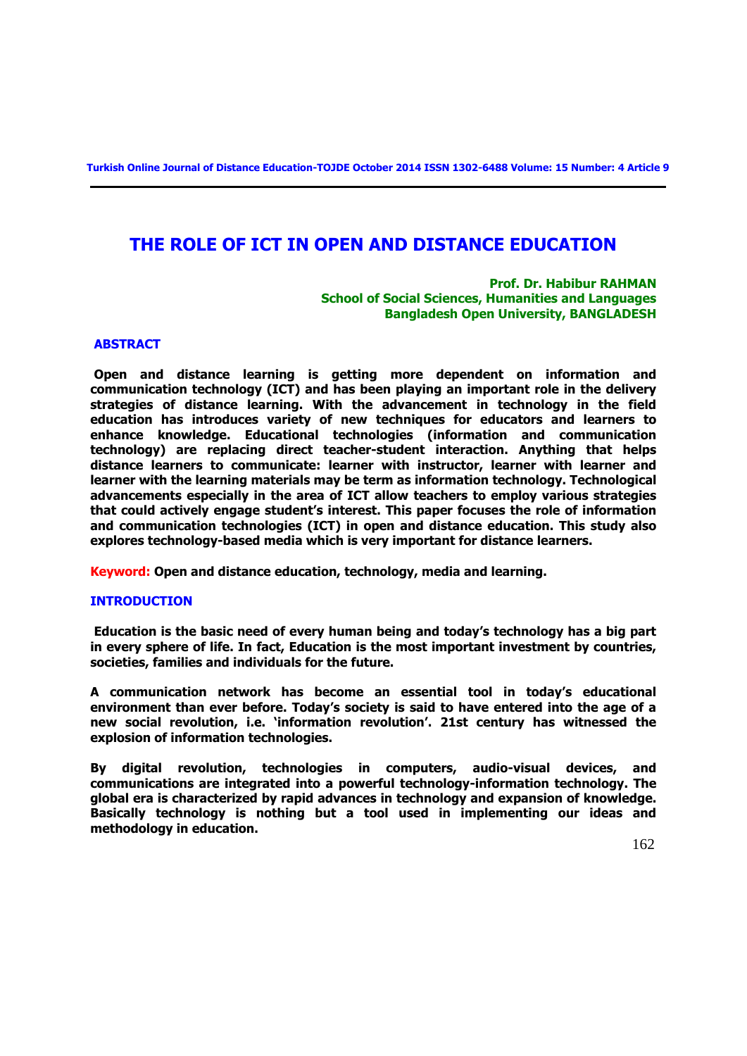# THE ROLE OF ICT IN OPEN AND DISTANCE EDUCATION

**Prof. Dr. Habibur RAHMAN**
**School of Social Sciences, Humanities and Languages**
**Bangladesh Open University, BANGLADESH**

## ABSTRACT

**Open and distance learning is getting more dependent on information and communication technology (ICT) and has been playing an important role in the delivery strategies of distance learning. With the advancement in technology in the field education has introduces variety of new techniques for educators and learners to enhance knowledge. Educational technologies (information and communication technology) are replacing direct teacher-student interaction. Anything that helps distance learners to communicate: learner with instructor, learner with learner and learner with the learning materials may be term as information technology. Technological advancements especially in the area of ICT allow teachers to employ various strategies that could actively engage student's interest. This paper focuses the role of information and communication technologies (ICT) in open and distance education. This study also explores technology-based media which is very important for distance learners.**

**Keyword:** **Open and distance education, technology, media and learning.**

## INTRODUCTION

**Education is the basic need of every human being and today's technology has a big part in every sphere of life. In fact, Education is the most important investment by countries, societies, families and individuals for the future.**

**A communication network has become an essential tool in today's educational environment than ever before. Today's society is said to have entered into the age of a new social revolution, i.e. 'information revolution'. 21st century has witnessed the explosion of information technologies.**

**By digital revolution, technologies in computers, audio-visual devices, and communications are integrated into a powerful technology-information technology. The global era is characterized by rapid advances in technology and expansion of knowledge. Basically technology is nothing but a tool used in implementing our ideas and methodology in education.**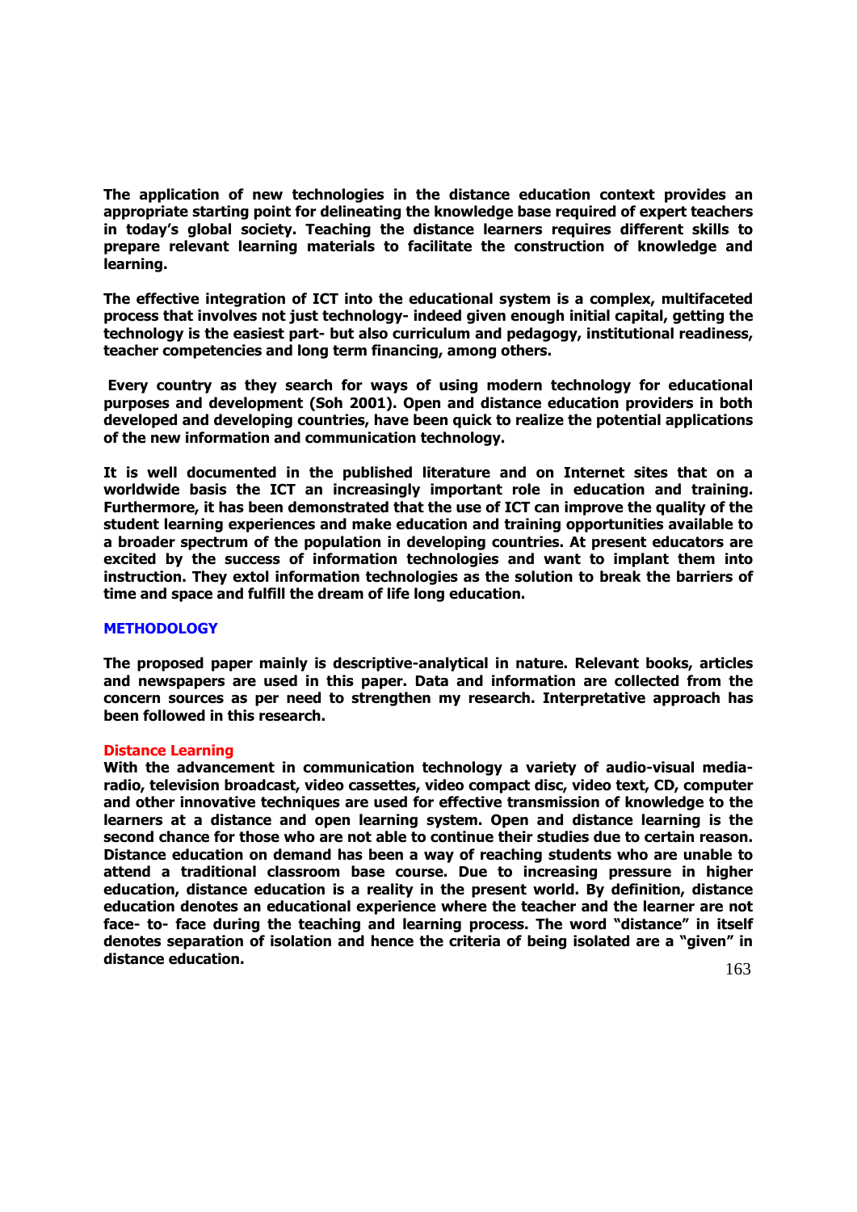**The application of new technologies in the distance education context provides an appropriate starting point for delineating the knowledge base required of expert teachers in today's global society. Teaching the distance learners requires different skills to prepare relevant learning materials to facilitate the construction of knowledge and learning.**

**The effective integration of ICT into the educational system is a complex, multifaceted process that involves not just technology- indeed given enough initial capital, getting the technology is the easiest part- but also curriculum and pedagogy, institutional readiness, teacher competencies and long term financing, among others.**

**Every country as they search for ways of using modern technology for educational purposes and development (Soh 2001). Open and distance education providers in both developed and developing countries, have been quick to realize the potential applications of the new information and communication technology.**

**It is well documented in the published literature and on Internet sites that on a worldwide basis the ICT an increasingly important role in education and training. Furthermore, it has been demonstrated that the use of ICT can improve the quality of the student learning experiences and make education and training opportunities available to a broader spectrum of the population in developing countries. At present educators are excited by the success of information technologies and want to implant them into instruction. They extol information technologies as the solution to break the barriers of time and space and fulfill the dream of life long education.**

## METHODOLOGY

**The proposed paper mainly is descriptive-analytical in nature. Relevant books, articles and newspapers are used in this paper. Data and information are collected from the concern sources as per need to strengthen my research. Interpretative approach has been followed in this research.**

### Distance Learning

**With the advancement in communication technology a variety of audio-visual media-radio, television broadcast, video cassettes, video compact disc, video text, CD, computer and other innovative techniques are used for effective transmission of knowledge to the learners at a distance and open learning system. Open and distance learning is the second chance for those who are not able to continue their studies due to certain reason. Distance education on demand has been a way of reaching students who are unable to attend a traditional classroom base course. Due to increasing pressure in higher education, distance education is a reality in the present world. By definition, distance education denotes an educational experience where the teacher and the learner are not face- to- face during the teaching and learning process. The word "distance" in itself denotes separation of isolation and hence the criteria of being isolated are a "given" in distance education.**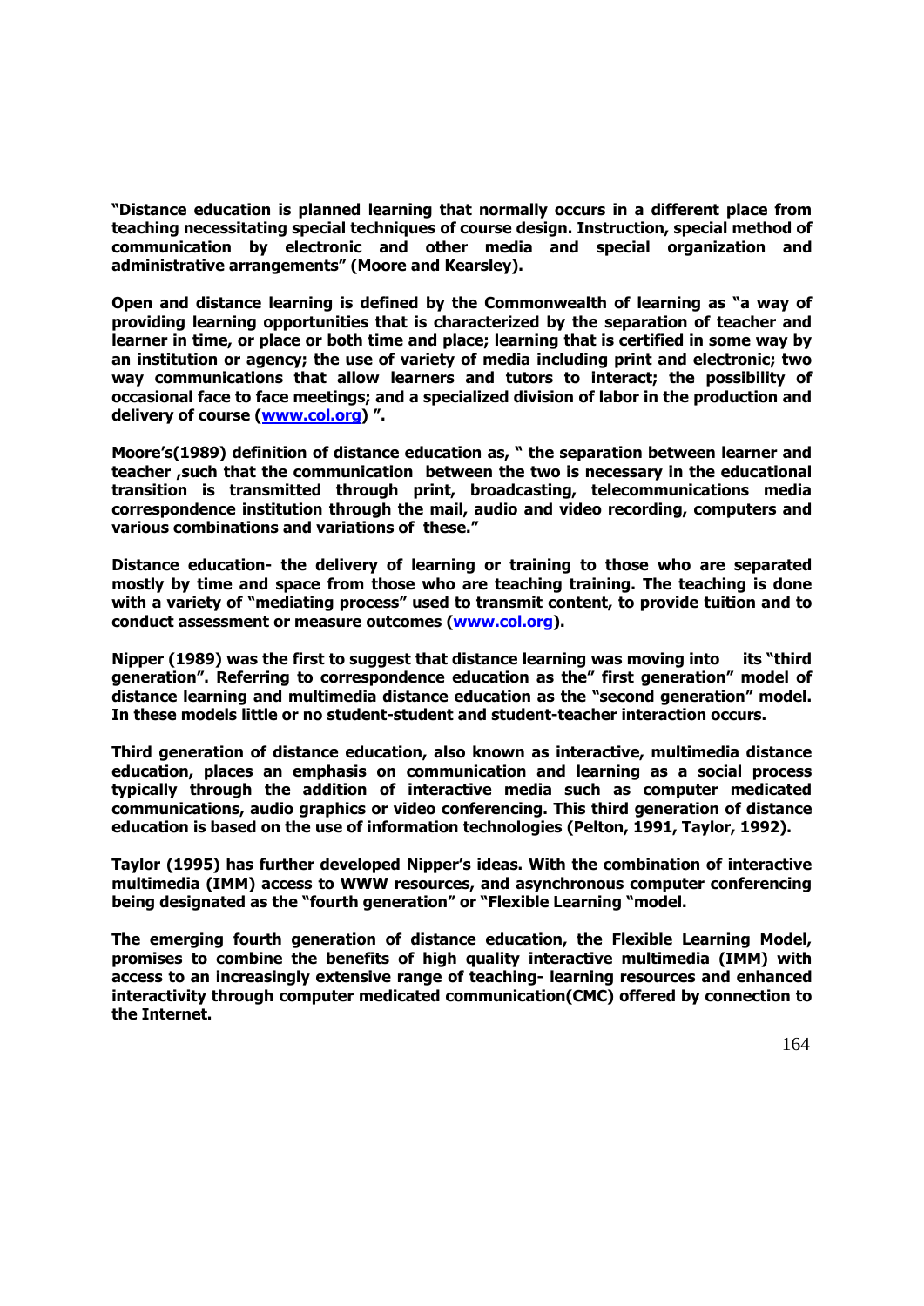**"Distance education is planned learning that normally occurs in a different place from teaching necessitating special techniques of course design. Instruction, special method of communication by electronic and other media and special organization and administrative arrangements" (Moore and Kearsley).**

**Open and distance learning is defined by the Commonwealth of learning as "a way of providing learning opportunities that is characterized by the separation of teacher and learner in time, or place or both time and place; learning that is certified in some way by an institution or agency; the use of variety of media including print and electronic; two way communications that allow learners and tutors to interact; the possibility of occasional face to face meetings; and a specialized division of labor in the production and delivery of course ([www.col.org](www.col.org)) ".**

**Moore's(1989) definition of distance education as, " the separation between learner and teacher ,such that the communication between the two is necessary in the educational transition is transmitted through print, broadcasting, telecommunications media correspondence institution through the mail, audio and video recording, computers and various combinations and variations of these."**

**Distance education- the delivery of learning or training to those who are separated mostly by time and space from those who are teaching training. The teaching is done with a variety of "mediating process" used to transmit content, to provide tuition and to conduct assessment or measure outcomes ([www.col.org](www.col.org)).**

**Nipper (1989) was the first to suggest that distance learning was moving into its "third generation". Referring to correspondence education as the" first generation" model of distance learning and multimedia distance education as the "second generation" model. In these models little or no student-student and student-teacher interaction occurs.**

**Third generation of distance education, also known as interactive, multimedia distance education, places an emphasis on communication and learning as a social process typically through the addition of interactive media such as computer medicated communications, audio graphics or video conferencing. This third generation of distance education is based on the use of information technologies (Pelton, 1991, Taylor, 1992).**

**Taylor (1995) has further developed Nipper's ideas. With the combination of interactive multimedia (IMM) access to WWW resources, and asynchronous computer conferencing being designated as the "fourth generation" or "Flexible Learning "model.**

**The emerging fourth generation of distance education, the Flexible Learning Model, promises to combine the benefits of high quality interactive multimedia (IMM) with access to an increasingly extensive range of teaching- learning resources and enhanced interactivity through computer medicated communication(CMC) offered by connection to the Internet.**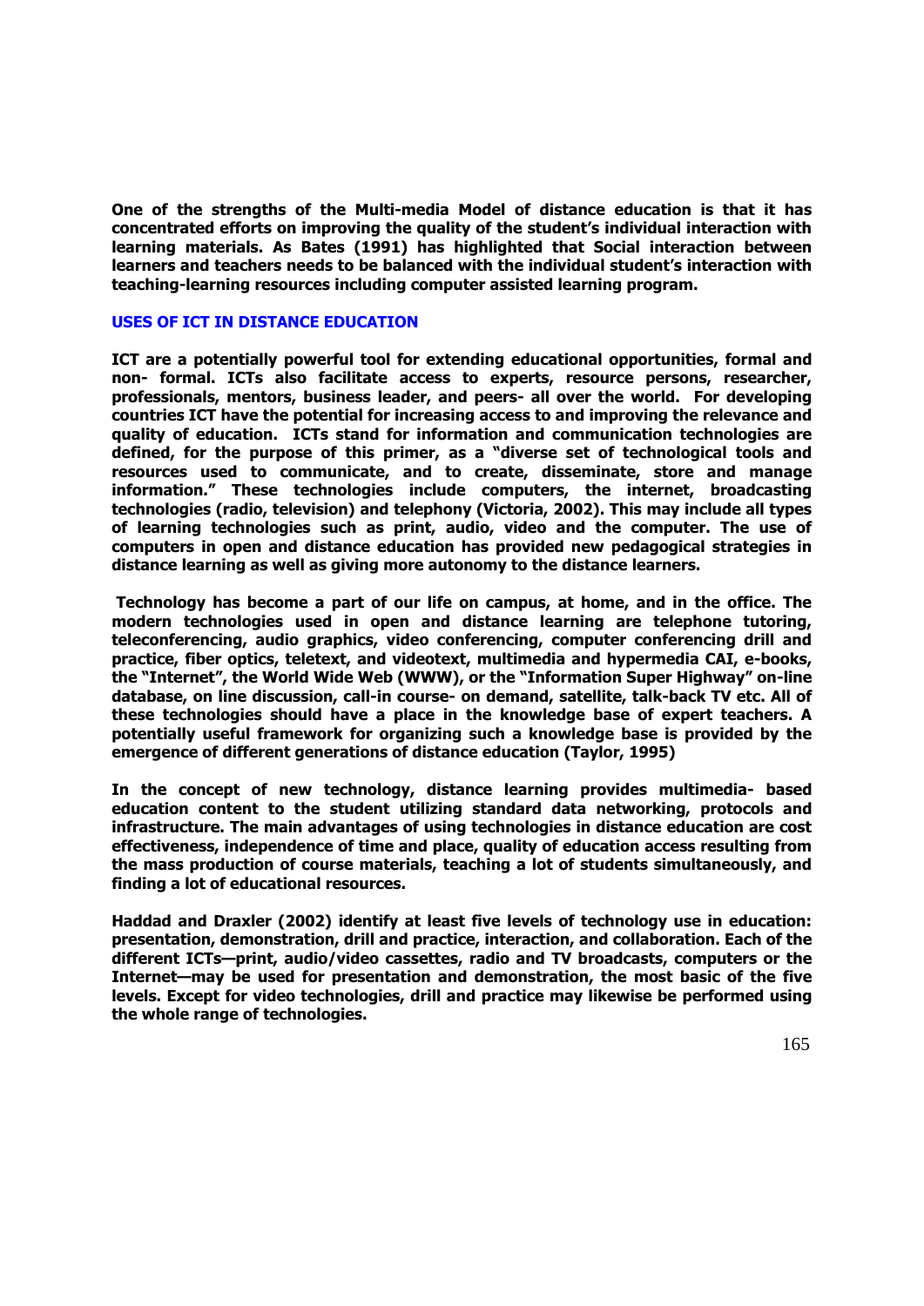**One of the strengths of the Multi-media Model of distance education is that it has concentrated efforts on improving the quality of the student's individual interaction with learning materials. As Bates (1991) has highlighted that Social interaction between learners and teachers needs to be balanced with the individual student's interaction with teaching-learning resources including computer assisted learning program.**

## USES OF ICT IN DISTANCE EDUCATION

**ICT are a potentially powerful tool for extending educational opportunities, formal and non- formal. ICTs also facilitate access to experts, resource persons, researcher, professionals, mentors, business leader, and peers- all over the world. For developing countries ICT have the potential for increasing access to and improving the relevance and quality of education. ICTs stand for information and communication technologies are defined, for the purpose of this primer, as a "diverse set of technological tools and resources used to communicate, and to create, disseminate, store and manage information." These technologies include computers, the internet, broadcasting technologies (radio, television) and telephony (Victoria, 2002). This may include all types of learning technologies such as print, audio, video and the computer. The use of computers in open and distance education has provided new pedagogical strategies in distance learning as well as giving more autonomy to the distance learners.**

**Technology has become a part of our life on campus, at home, and in the office. The modern technologies used in open and distance learning are telephone tutoring, teleconferencing, audio graphics, video conferencing, computer conferencing drill and practice, fiber optics, teletext, and videotext, multimedia and hypermedia CAI, e-books, the "Internet", the World Wide Web (WWW), or the "Information Super Highway" on-line database, on line discussion, call-in course- on demand, satellite, talk-back TV etc. All of these technologies should have a place in the knowledge base of expert teachers. A potentially useful framework for organizing such a knowledge base is provided by the emergence of different generations of distance education (Taylor, 1995)**

**In the concept of new technology, distance learning provides multimedia- based education content to the student utilizing standard data networking, protocols and infrastructure. The main advantages of using technologies in distance education are cost effectiveness, independence of time and place, quality of education access resulting from the mass production of course materials, teaching a lot of students simultaneously, and finding a lot of educational resources.**

**Haddad and Draxler (2002) identify at least five levels of technology use in education: presentation, demonstration, drill and practice, interaction, and collaboration. Each of the different ICTs—print, audio/video cassettes, radio and TV broadcasts, computers or the Internet—may be used for presentation and demonstration, the most basic of the five levels. Except for video technologies, drill and practice may likewise be performed using the whole range of technologies.**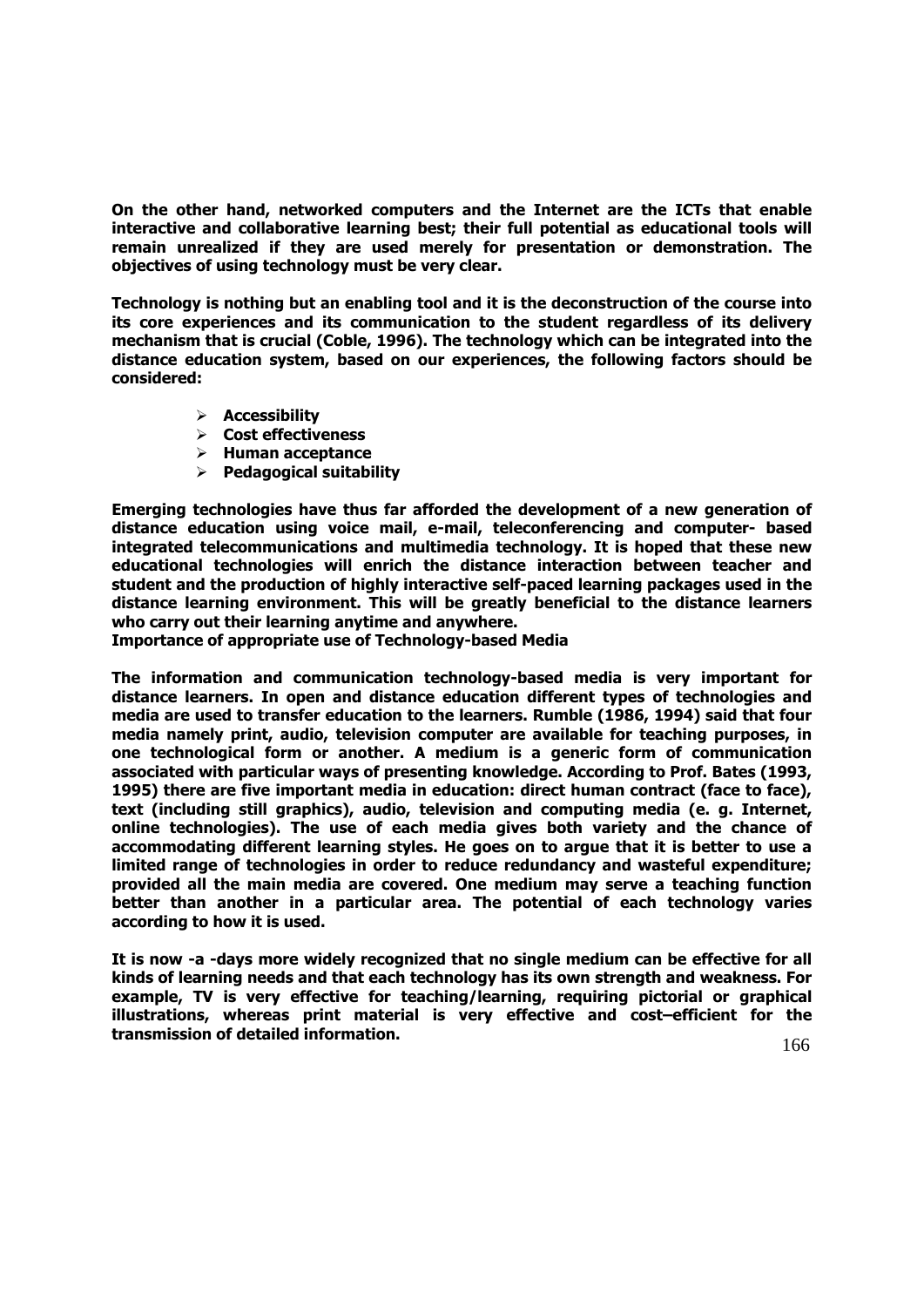On the other hand, networked computers and the Internet are the ICTs that enable interactive and collaborative learning best; their full potential as educational tools will remain unrealized if they are used merely for presentation or demonstration. The objectives of using technology must be very clear.

Technology is nothing but an enabling tool and it is the deconstruction of the course into its core experiences and its communication to the student regardless of its delivery mechanism that is crucial (Coble, 1996). The technology which can be integrated into the distance education system, based on our experiences, the following factors should be considered:

- Accessibility
- Cost effectiveness
- Human acceptance
- Pedagogical suitability

Emerging technologies have thus far afforded the development of a new generation of distance education using voice mail, e-mail, teleconferencing and computer- based integrated telecommunications and multimedia technology. It is hoped that these new educational technologies will enrich the distance interaction between teacher and student and the production of highly interactive self-paced learning packages used in the distance learning environment. This will be greatly beneficial to the distance learners who carry out their learning anytime and anywhere.

## Importance of appropriate use of Technology-based Media

The information and communication technology-based media is very important for distance learners. In open and distance education different types of technologies and media are used to transfer education to the learners. Rumble (1986, 1994) said that four media namely print, audio, television computer are available for teaching purposes, in one technological form or another. A medium is a generic form of communication associated with particular ways of presenting knowledge. According to Prof. Bates (1993, 1995) there are five important media in education: direct human contract (face to face), text (including still graphics), audio, television and computing media (e. g. Internet, online technologies). The use of each media gives both variety and the chance of accommodating different learning styles. He goes on to argue that it is better to use a limited range of technologies in order to reduce redundancy and wasteful expenditure; provided all the main media are covered. One medium may serve a teaching function better than another in a particular area. The potential of each technology varies according to how it is used.

It is now -a -days more widely recognized that no single medium can be effective for all kinds of learning needs and that each technology has its own strength and weakness. For example, TV is very effective for teaching/learning, requiring pictorial or graphical illustrations, whereas print material is very effective and cost–efficient for the transmission of detailed information.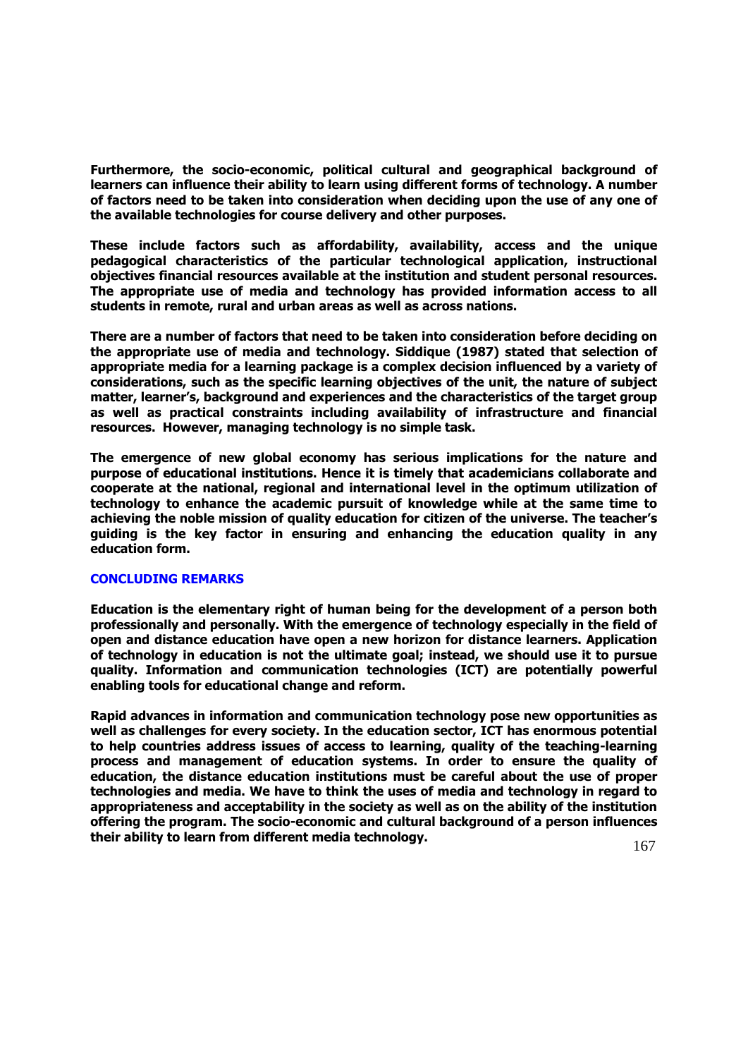**Furthermore, the socio-economic, political cultural and geographical background of learners can influence their ability to learn using different forms of technology. A number of factors need to be taken into consideration when deciding upon the use of any one of the available technologies for course delivery and other purposes.**

**These include factors such as affordability, availability, access and the unique pedagogical characteristics of the particular technological application, instructional objectives financial resources available at the institution and student personal resources. The appropriate use of media and technology has provided information access to all students in remote, rural and urban areas as well as across nations.**

**There are a number of factors that need to be taken into consideration before deciding on the appropriate use of media and technology. Siddique (1987) stated that selection of appropriate media for a learning package is a complex decision influenced by a variety of considerations, such as the specific learning objectives of the unit, the nature of subject matter, learner's, background and experiences and the characteristics of the target group as well as practical constraints including availability of infrastructure and financial resources. However, managing technology is no simple task.**

**The emergence of new global economy has serious implications for the nature and purpose of educational institutions. Hence it is timely that academicians collaborate and cooperate at the national, regional and international level in the optimum utilization of technology to enhance the academic pursuit of knowledge while at the same time to achieving the noble mission of quality education for citizen of the universe. The teacher's guiding is the key factor in ensuring and enhancing the education quality in any education form.**

## CONCLUDING REMARKS

**Education is the elementary right of human being for the development of a person both professionally and personally. With the emergence of technology especially in the field of open and distance education have open a new horizon for distance learners. Application of technology in education is not the ultimate goal; instead, we should use it to pursue quality. Information and communication technologies (ICT) are potentially powerful enabling tools for educational change and reform.**

**Rapid advances in information and communication technology pose new opportunities as well as challenges for every society. In the education sector, ICT has enormous potential to help countries address issues of access to learning, quality of the teaching-learning process and management of education systems. In order to ensure the quality of education, the distance education institutions must be careful about the use of proper technologies and media. We have to think the uses of media and technology in regard to appropriateness and acceptability in the society as well as on the ability of the institution offering the program. The socio-economic and cultural background of a person influences their ability to learn from different media technology.**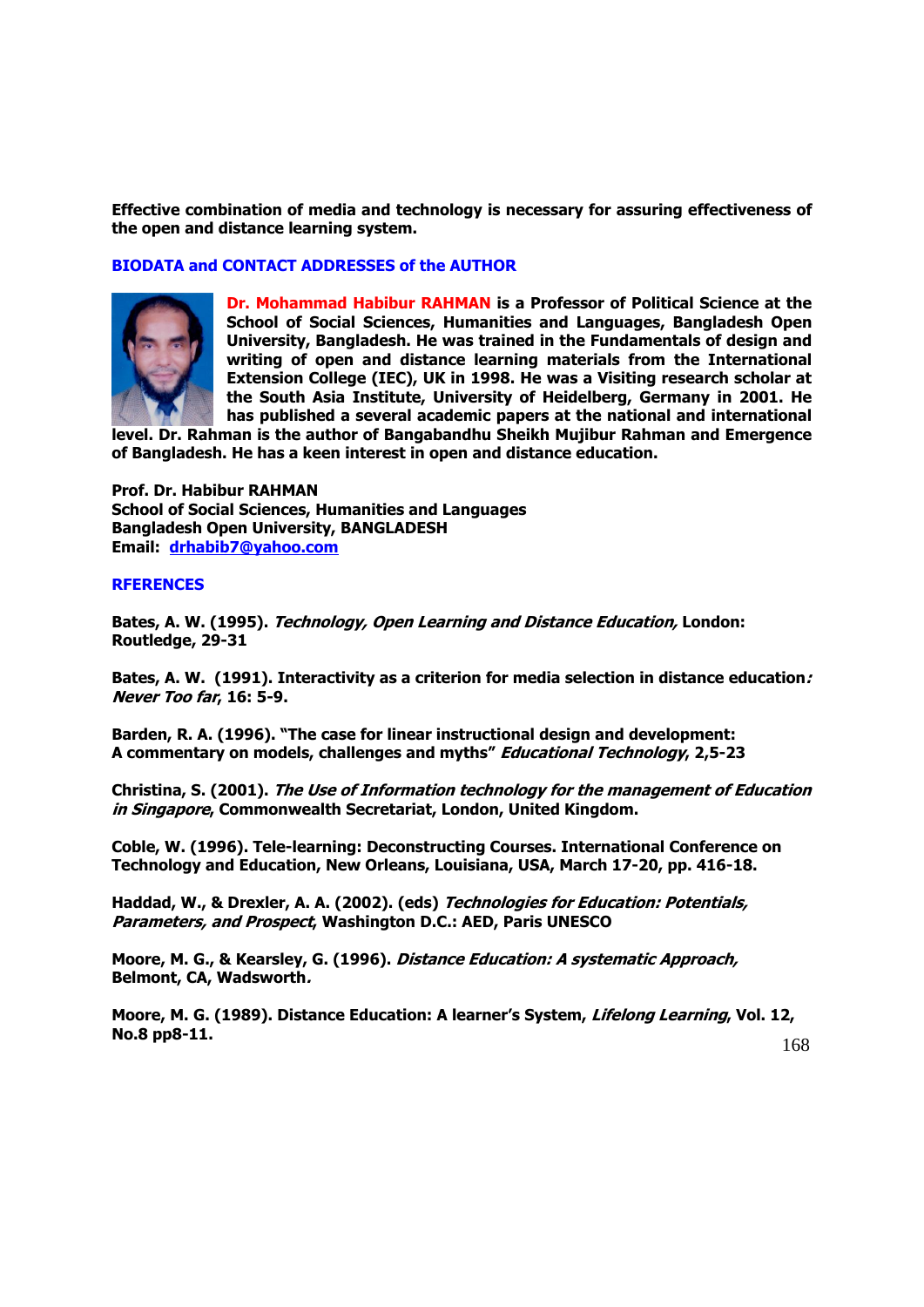**Effective combination of media and technology is necessary for assuring effectiveness of the open and distance learning system.**

## BIODATA and CONTACT ADDRESSES of the AUTHOR

**Dr. Mohammad Habibur RAHMAN is a Professor of Political Science at the School of Social Sciences, Humanities and Languages, Bangladesh Open University, Bangladesh. He was trained in the Fundamentals of design and writing of open and distance learning materials from the International Extension College (IEC), UK in 1998. He was a Visiting research scholar at the South Asia Institute, University of Heidelberg, Germany in 2001. He has published a several academic papers at the national and international level. Dr. Rahman is the author of Bangabandhu Sheikh Mujibur Rahman and Emergence of Bangladesh. He has a keen interest in open and distance education.**

**Prof. Dr. Habibur RAHMAN**
**School of Social Sciences, Humanities and Languages**
**Bangladesh Open University, BANGLADESH**
**Email: drhabib7@yahoo.com**

## RFERENCES

**Bates, A. W. (1995).** ***Technology, Open Learning and Distance Education,*** **London: Routledge, 29-31**

**Bates, A. W. (1991). Interactivity as a criterion for media selection in distance education*: Never Too far*, 16: 5-9.**

**Barden, R. A. (1996). "The case for linear instructional design and development: A commentary on models, challenges and myths"** ***Educational Technology***, **2,5-23**

**Christina, S. (2001).** ***The Use of Information technology for the management of Education in Singapore***, **Commonwealth Secretariat, London, United Kingdom.**

**Coble, W. (1996). Tele-learning: Deconstructing Courses. International Conference on Technology and Education, New Orleans, Louisiana, USA, March 17-20, pp. 416-18.**

**Haddad, W., & Drexler, A. A. (2002). (eds)** ***Technologies for Education: Potentials, Parameters, and Prospect***, **Washington D.C.: AED, Paris UNESCO**

**Moore, M. G., & Kearsley, G. (1996).** ***Distance Education: A systematic Approach,*** **Belmont, CA, Wadsworth.**

**Moore, M. G. (1989). Distance Education: A learner's System,** ***Lifelong Learning***, **Vol. 12, No.8 pp8-11.**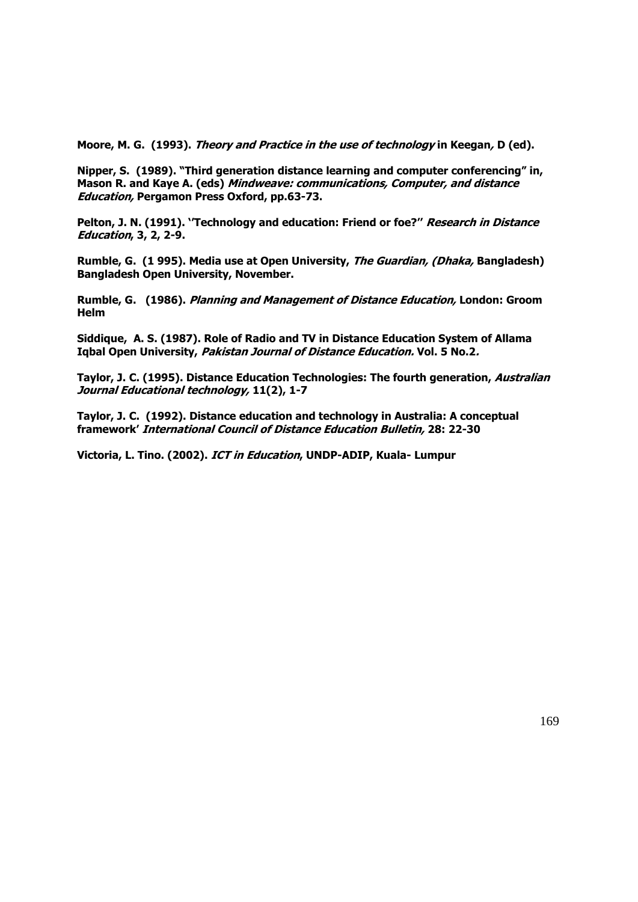**Moore, M. G. (1993).** ***Theory and Practice in the use of technology*** **in Keegan*,* D (ed).**

**Nipper, S. (1989). "Third generation distance learning and computer conferencing" in, Mason R. and Kaye A. (eds)** ***Mindweave: communications, Computer, and distance Education,*** **Pergamon Press Oxford, pp.63-73.**

**Pelton, J. N. (1991). ''Technology and education: Friend or foe?''** ***Research in Distance Education*****, 3, 2, 2-9.**

**Rumble, G. (1 995). Media use at Open University,** ***The Guardian, (Dhaka,*** **Bangladesh) Bangladesh Open University, November.**

**Rumble, G. (1986).** ***Planning and Management of Distance Education,*** **London: Groom Helm**

**Siddique, A. S. (1987). Role of Radio and TV in Distance Education System of Allama Iqbal Open University,** ***Pakistan Journal of Distance Education.*** **Vol. 5 No.2*.***

**Taylor, J. C. (1995). Distance Education Technologies: The fourth generation,** ***Australian Journal Educational technology,*** **11(2), 1-7**

**Taylor, J. C. (1992). Distance education and technology in Australia: A conceptual framework'** ***International Council of Distance Education Bulletin,*** **28: 22-30**

**Victoria, L. Tino. (2002).** ***ICT in Education*****, UNDP-ADIP, Kuala- Lumpur**